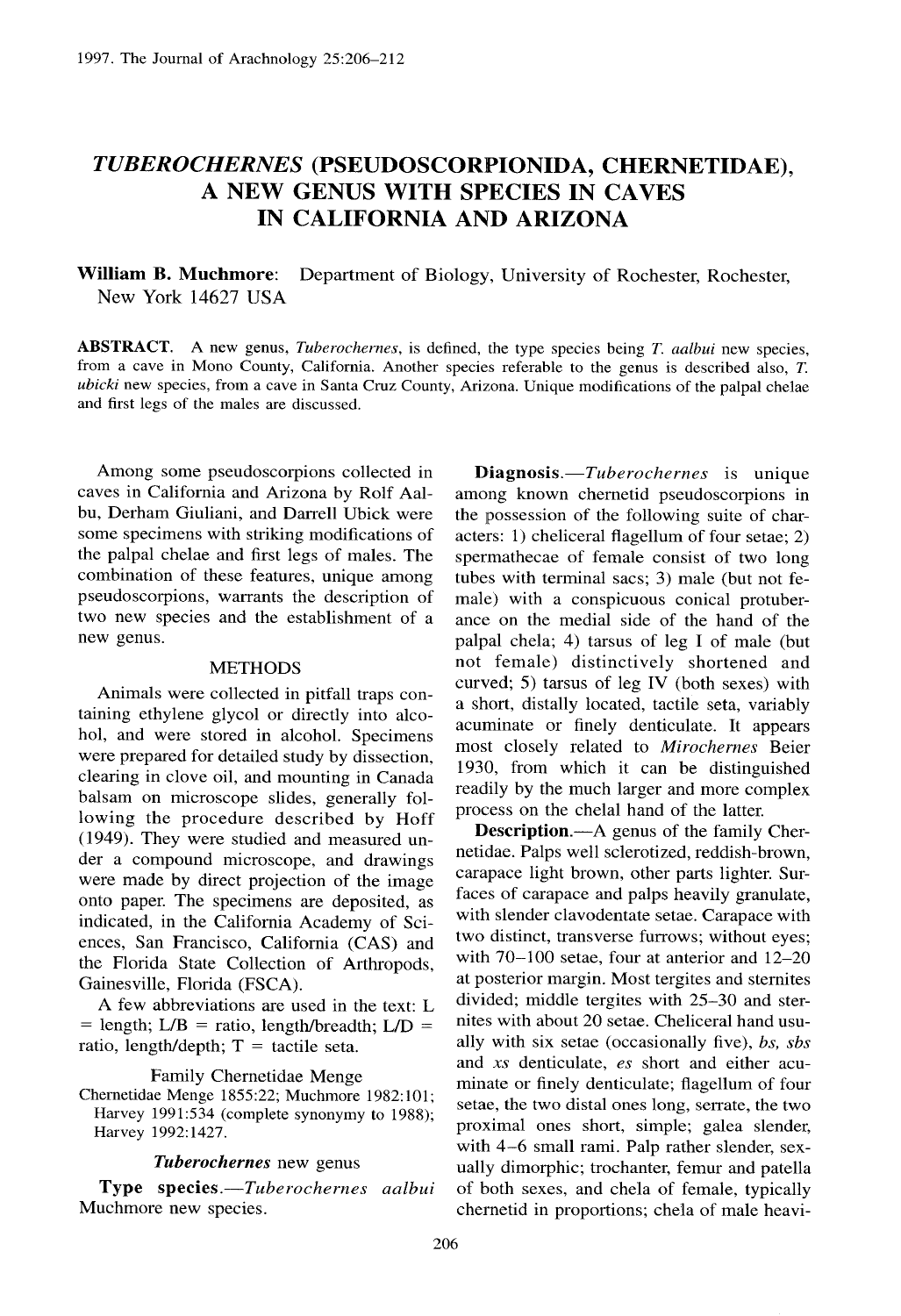# *TUBEROCHERNES* (PSEUDOSCORPIONIDA, CHERNETIDAE), A NEW GENUS WITH SPECIES IN CAVES IN CALIFORNIA AND ARIZONA

**William B. Muchmore**: Department of Biology, University of Rochester, Rochester, New York 14627 USA

**ABSTRACT.** A new genus, *Tuberochernes*, is defined, the type species being *T. aalbui* new species, from a cave in Mono County, California. Another species referable to the genus is described also, *T. ubicki* new species, from a cave in Santa Cruz County, Arizona. Unique modifications of the palpal chelae and first legs of the males are discussed.

Among some pseudoscorpions collected in caves in California and Arizona by Rolf Aalbu, Derham Giuliani, and Darrell Ubick were some specimens with striking modifications of the palpal chelae and first legs of males. The combination of these features, unique among pseudoscorpions, warrants the description of two new species and the establishment of a new genus.

## METHODS

Animals were collected in pitfall traps containing ethylene glycol or directly into alcohol, and were stored in alcohol. Specimens were prepared for detailed study by dissection, clearing in clove oil, and mounting in Canada balsam on microscope slides, generally following the procedure described by Hoff (1949). They were studied and measured under a compound microscope, and drawings were made by direct projection of the image onto paper. The specimens are deposited, as indicated, in the California Academy of Sciences, San Francisco, California (CAS) and the Florida State Collection of Arthropods, Gainesville, Florida (FSCA).

A few abbreviations are used in the text: L = length; L/B = ratio, length/breadth; L/D = ratio, length/depth; T = tactile seta.

### Family Chernetidae Menge

Chernetidae Menge 1855:22; Muchmore 1982:101; Harvey 1991:534 (complete synonymy to 1988); Harvey 1992:1427.

### *Tuberochernes* new genus

**Type species.**—*Tuberochernes aalbui* Muchmore new species.

**Diagnosis.**—*Tuberochernes* is unique among known chernetid pseudoscorpions in the possession of the following suite of characters: 1) cheliceral flagellum of four setae; 2) spermathecae of female consist of two long tubes with terminal sacs; 3) male (but not female) with a conspicuous conical protuberance on the medial side of the hand of the palpal chela; 4) tarsus of leg I of male (but not female) distinctively shortened and curved; 5) tarsus of leg IV (both sexes) with a short, distally located, tactile seta, variably acuminate or finely denticulate. It appears most closely related to *Mirochernes* Beier 1930, from which it can be distinguished readily by the much larger and more complex process on the chelal hand of the latter.

**Description.**—A genus of the family Chernetidae. Palps well sclerotized, reddish-brown, carapace light brown, other parts lighter. Surfaces of carapace and palps heavily granulate, with slender clavodentate setae. Carapace with two distinct, transverse furrows; without eyes; with 70–100 setae, four at anterior and 12–20 at posterior margin. Most tergites and sternites divided; middle tergites with 25–30 and sternites with about 20 setae. Cheliceral hand usually with six setae (occasionally five), *bs*, *sbs* and *xs* denticulate, *es* short and either acuminate or finely denticulate; flagellum of four setae, the two distal ones long, serrate, the two proximal ones short, simple; galea slender, with 4–6 small rami. Palp rather slender, sexually dimorphic; trochanter, femur and patella of both sexes, and chela of female, typically chernetid in proportions; chela of male heavi-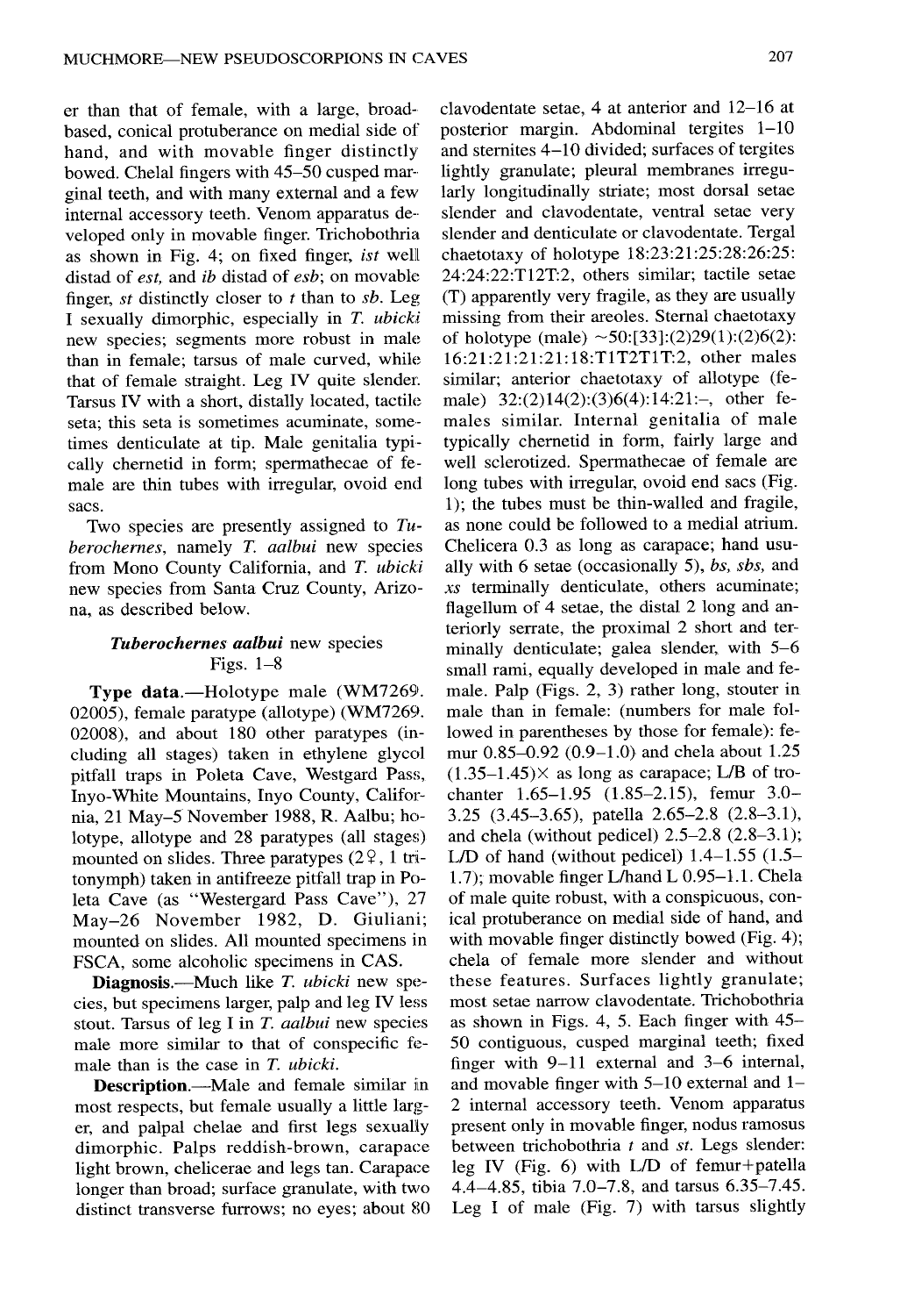er than that of female, with a large, broad-based, conical protuberance on medial side of hand, and with movable finger distinctly bowed. Chelal fingers with 45–50 cusped marginal teeth, and with many external and a few internal accessory teeth. Venom apparatus developed only in movable finger. Trichobothria as shown in Fig. 4; on fixed finger, *ist* well distad of *est*, and *ib* distad of *esb*; on movable finger, *st* distinctly closer to *t* than to *sb*. Leg I sexually dimorphic, especially in *T. ubicki* new species; segments more robust in male than in female; tarsus of male curved, while that of female straight. Leg IV quite slender. Tarsus IV with a short, distally located, tactile seta; this seta is sometimes acuminate, sometimes denticulate at tip. Male genitalia typically chernetid in form; spermathecae of female are thin tubes with irregular, ovoid end sacs.

Two species are presently assigned to *Tuberochernes*, namely *T. aalbui* new species from Mono County California, and *T. ubicki* new species from Santa Cruz County, Arizona, as described below.

### *Tuberochernes aalbui* new species
Figs. 1–8

**Type data.**—Holotype male (WM7269.02005), female paratype (allotype) (WM7269.02008), and about 180 other paratypes (including all stages) taken in ethylene glycol pitfall traps in Poleta Cave, Westgard Pass, Inyo-White Mountains, Inyo County, California, 21 May–5 November 1988, R. Aalbu; holotype, allotype and 28 paratypes (all stages) mounted on slides. Three paratypes (2♀, 1 tritonymph) taken in antifreeze pitfall trap in Poleta Cave (as "Westergard Pass Cave"), 27 May–26 November 1982, D. Giuliani; mounted on slides. All mounted specimens in FSCA, some alcoholic specimens in CAS.

**Diagnosis.**—Much like *T. ubicki* new species, but specimens larger, palp and leg IV less stout. Tarsus of leg I in *T. aalbui* new species male more similar to that of conspecific female than is the case in *T. ubicki*.

**Description.**—Male and female similar in most respects, but female usually a little larger, and palpal chelae and first legs sexually dimorphic. Palps reddish-brown, carapace light brown, chelicerae and legs tan. Carapace longer than broad; surface granulate, with two distinct transverse furrows; no eyes; about 80 clavodentate setae, 4 at anterior and 12–16 at posterior margin. Abdominal tergites 1–10 and sternites 4–10 divided; surfaces of tergites lightly granulate; pleural membranes irregularly longitudinally striate; most dorsal setae slender and clavodentate, ventral setae very slender and denticulate or clavodentate. Tergal chaetotaxy of holotype 18:23:21:25:28:26:25:24:24:22:T12T:2, others similar; tactile setae (T) apparently very fragile, as they are usually missing from their areoles. Sternal chaetotaxy of holotype (male) ~50:[33]:(2)29(1):(2)6(2):16:21:21:21:21:18:T1T2T1T:2, other males similar; anterior chaetotaxy of allotype (female) 32:(2)14(2):(3)6(4):14:21:–, other females similar. Internal genitalia of male typically chernetid in form, fairly large and well sclerotized. Spermathecae of female are long tubes with irregular, ovoid end sacs (Fig. 1); the tubes must be thin-walled and fragile, as none could be followed to a medial atrium. Chelicera 0.3 as long as carapace; hand usually with 6 setae (occasionally 5), *bs*, *sbs*, and *xs* terminally denticulate, others acuminate; flagellum of 4 setae, the distal 2 long and anteriorly serrate, the proximal 2 short and terminally denticulate; galea slender, with 5–6 small rami, equally developed in male and female. Palp (Figs. 2, 3) rather long, stouter in male than in female: (numbers for male followed in parentheses by those for female): femur 0.85–0.92 (0.9–1.0) and chela about 1.25 (1.35–1.45)× as long as carapace; L/B of trochanter 1.65–1.95 (1.85–2.15), femur 3.0–3.25 (3.45–3.65), patella 2.65–2.8 (2.8–3.1), and chela (without pedicel) 2.5–2.8 (2.8–3.1); L/D of hand (without pedicel) 1.4–1.55 (1.5–1.7); movable finger L/hand L 0.95–1.1. Chela of male quite robust, with a conspicuous, conical protuberance on medial side of hand, and with movable finger distinctly bowed (Fig. 4); chela of female more slender and without these features. Surfaces lightly granulate; most setae narrow clavodentate. Trichobothria as shown in Figs. 4, 5. Each finger with 45–50 contiguous, cusped marginal teeth; fixed finger with 9–11 external and 3–6 internal, and movable finger with 5–10 external and 1–2 internal accessory teeth. Venom apparatus present only in movable finger, nodus ramosus between trichobothria *t* and *st*. Legs slender: leg IV (Fig. 6) with L/D of femur+patella 4.4–4.85, tibia 7.0–7.8, and tarsus 6.35–7.45. Leg I of male (Fig. 7) with tarsus slightly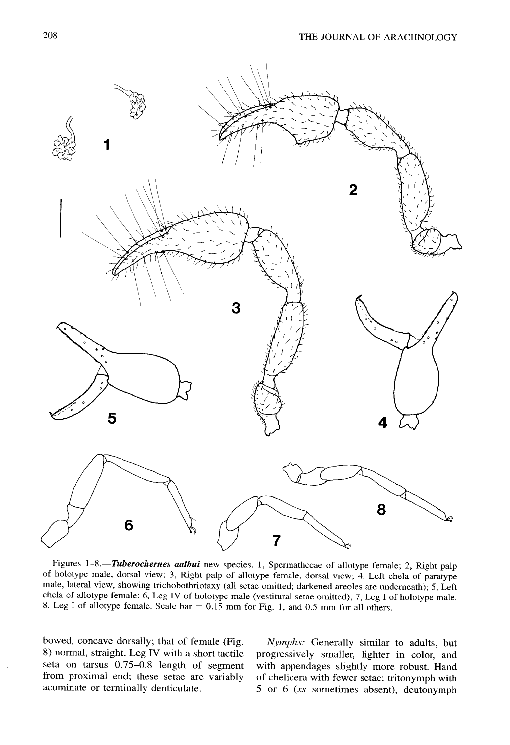Figures 1–8.—***Tuberochernes aalbui*** new species. 1, Spermathecae of allotype female; 2, Right palp of holotype male, dorsal view; 3, Right palp of allotype female, dorsal view; 4, Left chela of paratype male, lateral view, showing trichobothriotaxy (all setae omitted; darkened areoles are underneath); 5, Left chela of allotype female; 6, Leg IV of holotype male (vestitural setae omitted); 7, Leg I of holotype male. 8, Leg I of allotype female. Scale bar = 0.15 mm for Fig. 1, and 0.5 mm for all others.

bowed, concave dorsally; that of female (Fig. 8) normal, straight. Leg IV with a short tactile seta on tarsus 0.75–0.8 length of segment from proximal end; these setae are variably acuminate or terminally denticulate.

*Nymphs:* Generally similar to adults, but progressively smaller, lighter in color, and with appendages slightly more robust. Hand of chelicera with fewer setae: tritonymph with 5 or 6 (*xs* sometimes absent), deutonymph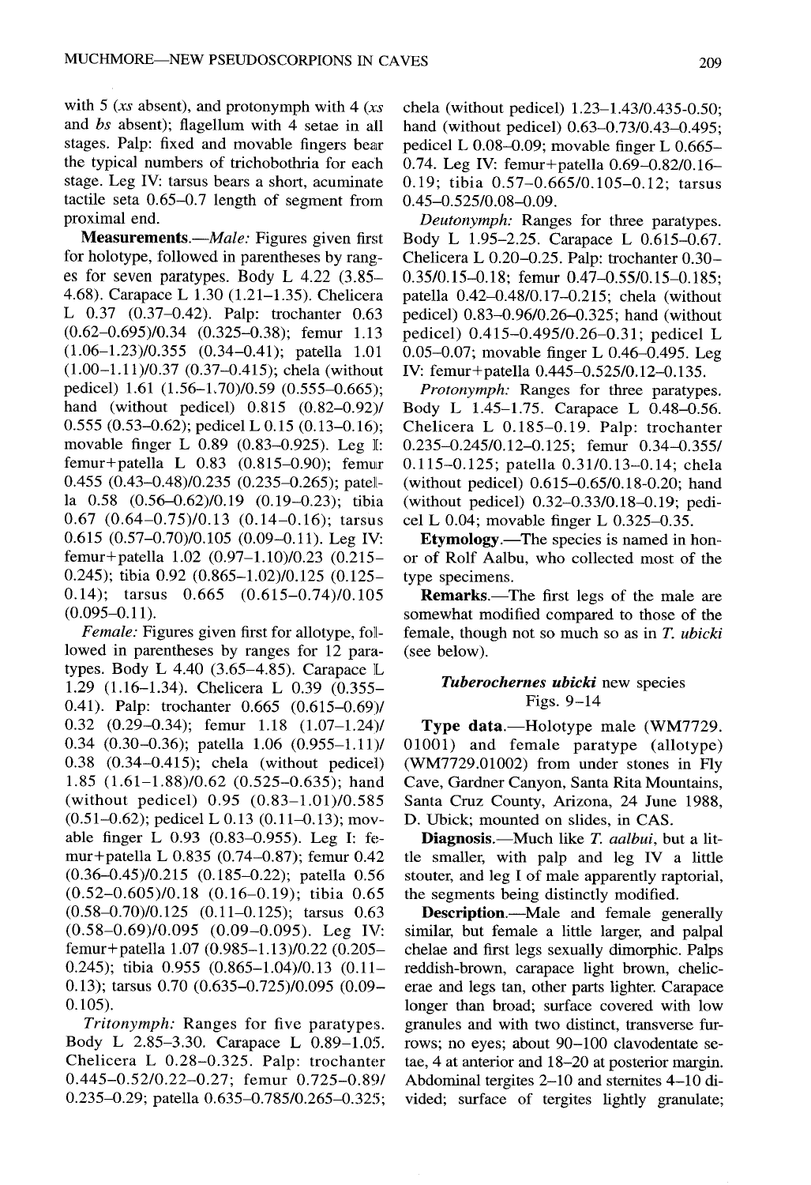with 5 (*xs* absent), and protonymph with 4 (*xs* and *bs* absent); flagellum with 4 setae in all stages. Palp: fixed and movable fingers bear the typical numbers of trichobothria for each stage. Leg IV: tarsus bears a short, acuminate tactile seta 0.65–0.7 length of segment from proximal end.

**Measurements.**—*Male:* Figures given first for holotype, followed in parentheses by ranges for seven paratypes. Body L 4.22 (3.85–4.68). Carapace L 1.30 (1.21–1.35). Chelicera L 0.37 (0.37–0.42). Palp: trochanter 0.63 (0.62–0.695)/0.34 (0.325–0.38); femur 1.13 (1.06–1.23)/0.355 (0.34–0.41); patella 1.01 (1.00–1.11)/0.37 (0.37–0.415); chela (without pedicel) 1.61 (1.56–1.70)/0.59 (0.555–0.665); hand (without pedicel) 0.815 (0.82–0.92)/0.555 (0.53–0.62); pedicel L 0.15 (0.13–0.16); movable finger L 0.89 (0.83–0.925). Leg I: femur+patella L 0.83 (0.815–0.90); femur 0.455 (0.43–0.48)/0.235 (0.235–0.265); patella 0.58 (0.56–0.62)/0.19 (0.19–0.23); tibia 0.67 (0.64–0.75)/0.13 (0.14–0.16); tarsus 0.615 (0.57–0.70)/0.105 (0.09–0.11). Leg IV: femur+patella 1.02 (0.97–1.10)/0.23 (0.215–0.245); tibia 0.92 (0.865–1.02)/0.125 (0.125–0.14); tarsus 0.665 (0.615–0.74)/0.105 (0.095–0.11).

*Female:* Figures given first for allotype, followed in parentheses by ranges for 12 paratypes. Body L 4.40 (3.65–4.85). Carapace L 1.29 (1.16–1.34). Chelicera L 0.39 (0.355–0.41). Palp: trochanter 0.665 (0.615–0.69)/0.32 (0.29–0.34); femur 1.18 (1.07–1.24)/0.34 (0.30–0.36); patella 1.06 (0.955–1.11)/0.38 (0.34–0.415); chela (without pedicel) 1.85 (1.61–1.88)/0.62 (0.525–0.635); hand (without pedicel) 0.95 (0.83–1.01)/0.585 (0.51–0.62); pedicel L 0.13 (0.11–0.13); movable finger L 0.93 (0.83–0.955). Leg I: femur+patella L 0.835 (0.74–0.87); femur 0.42 (0.36–0.45)/0.215 (0.185–0.22); patella 0.56 (0.52–0.605)/0.18 (0.16–0.19); tibia 0.65 (0.58–0.70)/0.125 (0.11–0.125); tarsus 0.63 (0.58–0.69)/0.095 (0.09–0.095). Leg IV: femur+patella 1.07 (0.985–1.13)/0.22 (0.205–0.245); tibia 0.955 (0.865–1.04)/0.13 (0.11–0.13); tarsus 0.70 (0.635–0.725)/0.095 (0.09–0.105).

*Tritonymph:* Ranges for five paratypes. Body L 2.85–3.30. Carapace L 0.89–1.05. Chelicera L 0.28–0.325. Palp: trochanter 0.445–0.52/0.22–0.27; femur 0.725–0.89/0.235–0.29; patella 0.635–0.785/0.265–0.325; chela (without pedicel) 1.23–1.43/0.435-0.50; hand (without pedicel) 0.63–0.73/0.43–0.495; pedicel L 0.08–0.09; movable finger L 0.665–0.74. Leg IV: femur+patella 0.69–0.82/0.16–0.19; tibia 0.57–0.665/0.105–0.12; tarsus 0.45–0.525/0.08–0.09.

*Deutonymph:* Ranges for three paratypes. Body L 1.95–2.25. Carapace L 0.615–0.67. Chelicera L 0.20–0.25. Palp: trochanter 0.30–0.35/0.15–0.18; femur 0.47–0.55/0.15–0.185; patella 0.42–0.48/0.17–0.215; chela (without pedicel) 0.83–0.96/0.26–0.325; hand (without pedicel) 0.415–0.495/0.26–0.31; pedicel L 0.05–0.07; movable finger L 0.46–0.495. Leg IV: femur+patella 0.445–0.525/0.12–0.135.

*Protonymph:* Ranges for three paratypes. Body L 1.45–1.75. Carapace L 0.48–0.56. Chelicera L 0.185–0.19. Palp: trochanter 0.235–0.245/0.12–0.125; femur 0.34–0.355/0.115–0.125; patella 0.31/0.13–0.14; chela (without pedicel) 0.615–0.65/0.18-0.20; hand (without pedicel) 0.32–0.33/0.18–0.19; pedicel L 0.04; movable finger L 0.325–0.35.

**Etymology.**—The species is named in honor of Rolf Aalbu, who collected most of the type specimens.

**Remarks.**—The first legs of the male are somewhat modified compared to those of the female, though not so much so as in *T. ubicki* (see below).

### *Tuberochernes ubicki* new species
Figs. 9–14

**Type data.**—Holotype male (WM7729.01001) and female paratype (allotype) (WM7729.01002) from under stones in Fly Cave, Gardner Canyon, Santa Rita Mountains, Santa Cruz County, Arizona, 24 June 1988, D. Ubick; mounted on slides, in CAS.

**Diagnosis.**—Much like *T. aalbui*, but a little smaller, with palp and leg IV a little stouter, and leg I of male apparently raptorial, the segments being distinctly modified.

**Description.**—Male and female generally similar, but female a little larger, and palpal chelae and first legs sexually dimorphic. Palps reddish-brown, carapace light brown, chelicerae and legs tan, other parts lighter. Carapace longer than broad; surface covered with low granules and with two distinct, transverse furrows; no eyes; about 90–100 clavodentate setae, 4 at anterior and 18–20 at posterior margin. Abdominal tergites 2–10 and sternites 4–10 divided; surface of tergites lightly granulate;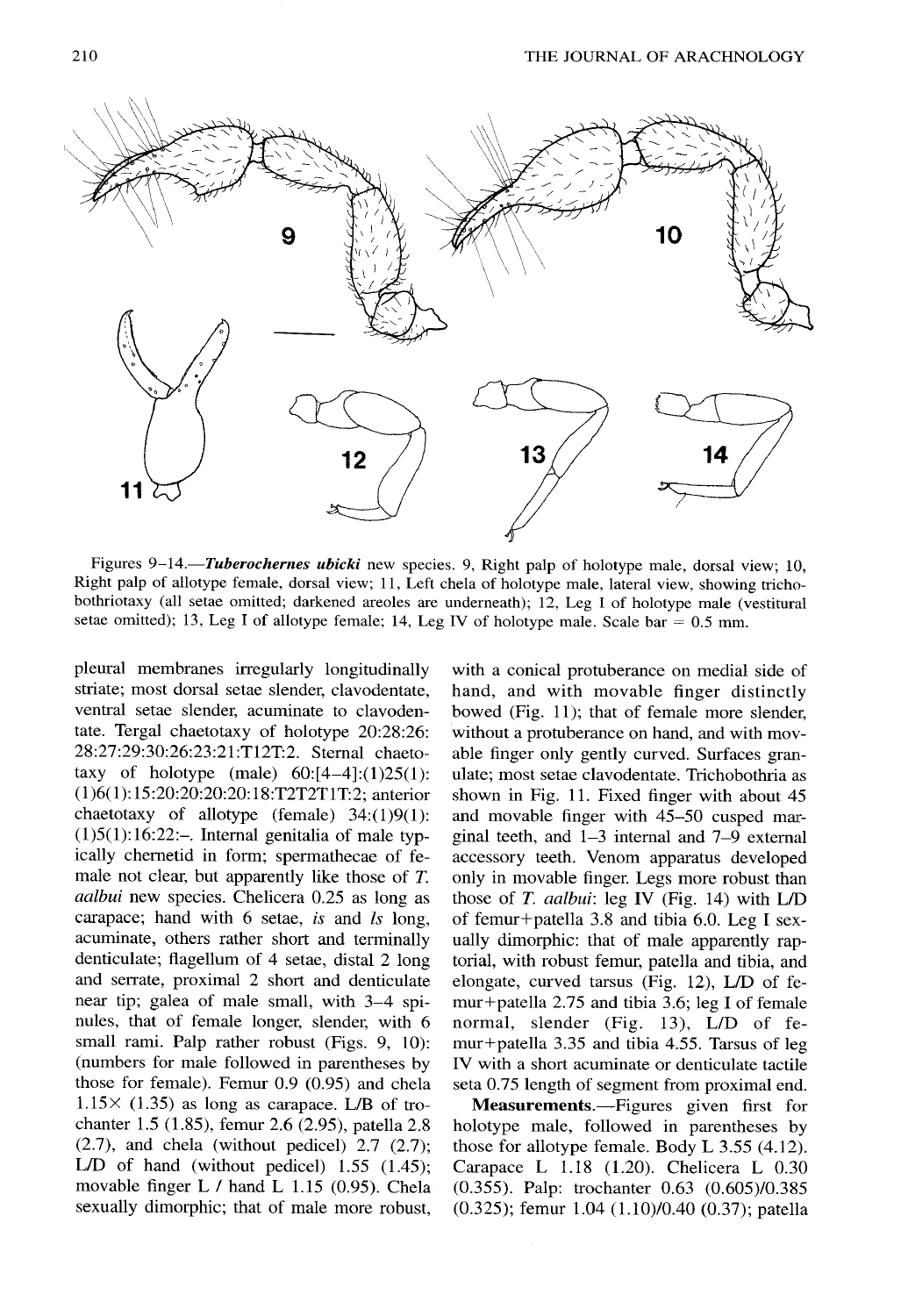Figures 9–14.—***Tuberochernes ubicki*** new species. 9, Right palp of holotype male, dorsal view; 10, Right palp of allotype female, dorsal view; 11, Left chela of holotype male, lateral view, showing trichobothriotaxy (all setae omitted; darkened areoles are underneath); 12, Leg I of holotype male (vestitural setae omitted); 13, Leg I of allotype female; 14, Leg IV of holotype male. Scale bar = 0.5 mm.

pleural membranes irregularly longitudinally striate; most dorsal setae slender, clavodentate, ventral setae slender, acuminate to clavodentate. Tergal chaetotaxy of holotype 20:28:26:28:27:29:30:26:23:21:T12T:2. Sternal chaetotaxy of holotype (male) 60:[4–4]:(1)25(1):(1)6(1):15:20:20:20:20:18:T2T2T1T:2; anterior chaetotaxy of allotype (female) 34:(1)9(1):(1)5(1):16:22:–. Internal genitalia of male typically chernetid in form; spermathecae of female not clear, but apparently like those of *T. aalbui* new species. Chelicera 0.25 as long as carapace; hand with 6 setae, *is* and *ls* long, acuminate, others rather short and terminally denticulate; flagellum of 4 setae, distal 2 long and serrate, proximal 2 short and denticulate near tip; galea of male small, with 3–4 spinules, that of female longer, slender, with 6 small rami. Palp rather robust (Figs. 9, 10): (numbers for male followed in parentheses by those for female). Femur 0.9 (0.95) and chela 1.15× (1.35) as long as carapace. L/B of trochanter 1.5 (1.85), femur 2.6 (2.95), patella 2.8 (2.7), and chela (without pedicel) 2.7 (2.7); L/D of hand (without pedicel) 1.55 (1.45); movable finger L / hand L 1.15 (0.95). Chela sexually dimorphic; that of male more robust, with a conical protuberance on medial side of hand, and with movable finger distinctly bowed (Fig. 11); that of female more slender, without a protuberance on hand, and with movable finger only gently curved. Surfaces granulate; most setae clavodentate. Trichobothria as shown in Fig. 11. Fixed finger with about 45 and movable finger with 45–50 cusped marginal teeth, and 1–3 internal and 7–9 external accessory teeth. Venom apparatus developed only in movable finger. Legs more robust than those of *T. aalbui*: leg IV (Fig. 14) with L/D of femur+patella 3.8 and tibia 6.0. Leg I sexually dimorphic: that of male apparently raptorial, with robust femur, patella and tibia, and elongate, curved tarsus (Fig. 12), L/D of femur+patella 2.75 and tibia 3.6; leg I of female normal, slender (Fig. 13), L/D of femur+patella 3.35 and tibia 4.55. Tarsus of leg IV with a short acuminate or denticulate tactile seta 0.75 length of segment from proximal end.

**Measurements.**—Figures given first for holotype male, followed in parentheses by those for allotype female. Body L 3.55 (4.12). Carapace L 1.18 (1.20). Chelicera L 0.30 (0.355). Palp: trochanter 0.63 (0.605)/0.385 (0.325); femur 1.04 (1.10)/0.40 (0.37); patella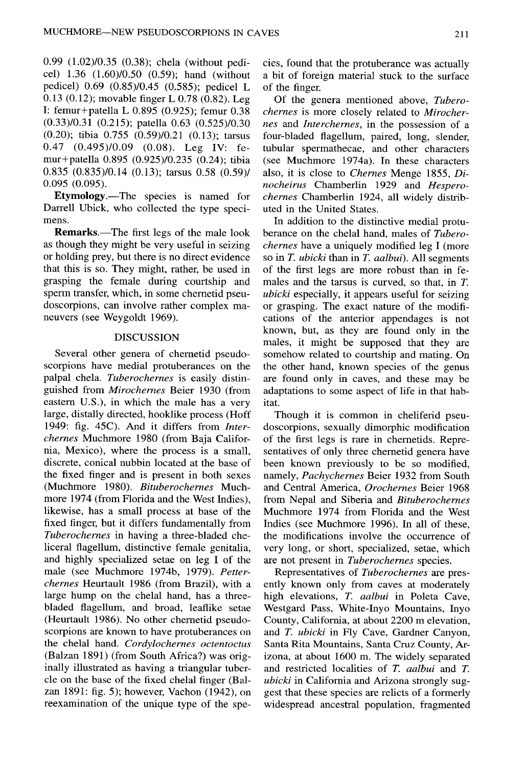0.99 (1.02)/0.35 (0.38); chela (without pedicel) 1.36 (1.60)/0.50 (0.59); hand (without pedicel) 0.69 (0.85)/0.45 (0.585); pedicel L 0.13 (0.12); movable finger L 0.78 (0.82). Leg I: femur+patella L 0.895 (0.925); femur 0.38 (0.33)/0.31 (0.215); patella 0.63 (0.525)/0.30 (0.20); tibia 0.755 (0.59)/0.21 (0.13); tarsus 0.47 (0.495)/0.09 (0.08). Leg IV: femur+patella 0.895 (0.925)/0.235 (0.24); tibia 0.835 (0.835)/0.14 (0.13); tarsus 0.58 (0.59)/0.095 (0.095).

**Etymology.**—The species is named for Darrell Ubick, who collected the type specimens.

**Remarks.**—The first legs of the male look as though they might be very useful in seizing or holding prey, but there is no direct evidence that this is so. They might, rather, be used in grasping the female during courtship and sperm transfer, which, in some chernetid pseudoscorpions, can involve rather complex maneuvers (see Weygoldt 1969).

## DISCUSSION

Several other genera of chernetid pseudoscorpions have medial protuberances on the palpal chela. *Tuberochernes* is easily distinguished from *Mirochernes* Beier 1930 (from eastern U.S.), in which the male has a very large, distally directed, hooklike process (Hoff 1949: fig. 45C). And it differs from *Interchernes* Muchmore 1980 (from Baja California, Mexico), where the process is a small, discrete, conical nubbin located at the base of the fixed finger and is present in both sexes (Muchmore 1980). *Bituberochernes* Muchmore 1974 (from Florida and the West Indies), likewise, has a small process at base of the fixed finger, but it differs fundamentally from *Tuberochernes* in having a three-bladed cheliceral flagellum, distinctive female genitalia, and highly specialized setae on leg I of the male (see Muchmore 1974b, 1979). *Petterchernes* Heurtault 1986 (from Brazil), with a large hump on the chelal hand, has a three-bladed flagellum, and broad, leaflike setae (Heurtault 1986). No other chernetid pseudoscorpions are known to have protuberances on the chelal hand. *Cordylochernes octentoctus* (Balzan 1891) (from South Africa?) was originally illustrated as having a triangular tubercle on the base of the fixed chelal finger (Balzan 1891: fig. 5); however, Vachon (1942), on reexamination of the unique type of the species, found that the protuberance was actually a bit of foreign material stuck to the surface of the finger.

Of the genera mentioned above, *Tuberochernes* is more closely related to *Mirochernes* and *Interchernes*, in the possession of a four-bladed flagellum, paired, long, slender, tubular spermathecae, and other characters (see Muchmore 1974a). In these characters also, it is close to *Chernes* Menge 1855, *Dinocheirus* Chamberlin 1929 and *Hesperochernes* Chamberlin 1924, all widely distributed in the United States.

In addition to the distinctive medial protuberance on the chelal hand, males of *Tuberochernes* have a uniquely modified leg I (more so in *T. ubicki* than in *T. aalbui*). All segments of the first legs are more robust than in females and the tarsus is curved, so that, in *T. ubicki* especially, it appears useful for seizing or grasping. The exact nature of the modifications of the anterior appendages is not known, but, as they are found only in the males, it might be supposed that they are somehow related to courtship and mating. On the other hand, known species of the genus are found only in caves, and these may be adaptations to some aspect of life in that habitat.

Though it is common in cheliferid pseudoscorpions, sexually dimorphic modification of the first legs is rare in chernetids. Representatives of only three chernetid genera have been known previously to be so modified, namely, *Pachychernes* Beier 1932 from South and Central America, *Orochernes* Beier 1968 from Nepal and Siberia and *Bituberochernes* Muchmore 1974 from Florida and the West Indies (see Muchmore 1996). In all of these, the modifications involve the occurrence of very long, or short, specialized, setae, which are not present in *Tuberochernes* species.

Representatives of *Tuberochernes* are presently known only from caves at moderately high elevations, *T. aalbui* in Poleta Cave, Westgard Pass, White-Inyo Mountains, Inyo County, California, at about 2200 m elevation, and *T. ubicki* in Fly Cave, Gardner Canyon, Santa Rita Mountains, Santa Cruz County, Arizona, at about 1600 m. The widely separated and restricted localities of *T. aalbui* and *T. ubicki* in California and Arizona strongly suggest that these species are relicts of a formerly widespread ancestral population, fragmented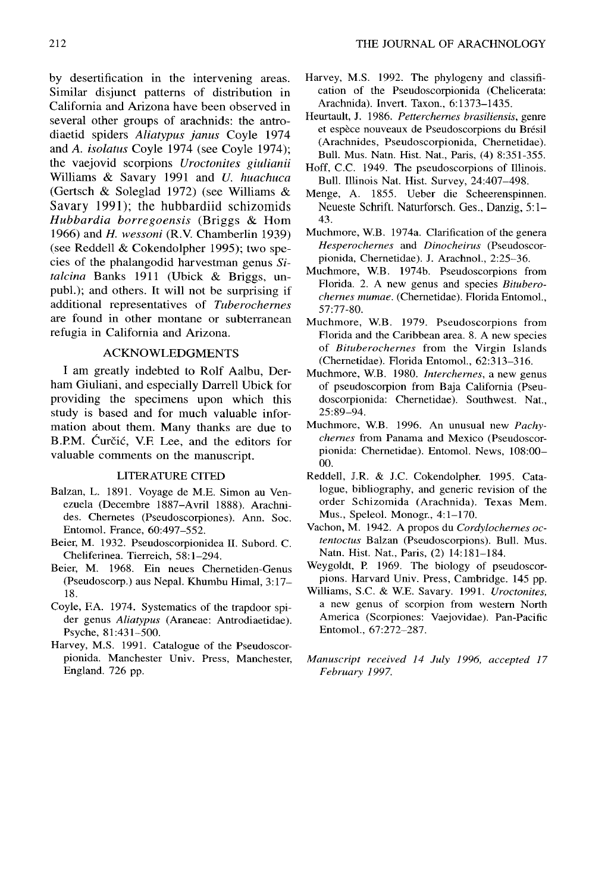by desertification in the intervening areas. Similar disjunct patterns of distribution in California and Arizona have been observed in several other groups of arachnids: the antrodiaetid spiders *Aliatypus janus* Coyle 1974 and *A. isolatus* Coyle 1974 (see Coyle 1974); the vaejovid scorpions *Uroctonites giulianii* Williams & Savary 1991 and *U. huachuca* (Gertsch & Soleglad 1972) (see Williams & Savary 1991); the hubbardiid schizomids *Hubbardia borregoensis* (Briggs & Hom 1966) and *H. wessoni* (R.V. Chamberlin 1939) (see Reddell & Cokendolpher 1995); two species of the phalangodid harvestman genus *Sitalcina* Banks 1911 (Ubick & Briggs, unpubl.); and others. It will not be surprising if additional representatives of *Tuberochernes* are found in other montane or subterranean refugia in California and Arizona.

## ACKNOWLEDGMENTS

I am greatly indebted to Rolf Aalbu, Derham Giuliani, and especially Darrell Ubick for providing the specimens upon which this study is based and for much valuable information about them. Many thanks are due to B.P.M. Ćurčić, V.F. Lee, and the editors for valuable comments on the manuscript.

## LITERATURE CITED

Balzan, L. 1891. Voyage de M.E. Simon au Venezuela (Decembre 1887–Avril 1888). Arachnides. Chernetes (Pseudoscorpiones). Ann. Soc. Entomol. France, 60:497–552.

Beier, M. 1932. Pseudoscorpionidea II. Subord. C. Cheliferinea. Tierreich, 58:1–294.

Beier, M. 1968. Ein neues Chernetiden-Genus (Pseudoscorp.) aus Nepal. Khumbu Himal, 3:17–18.

Coyle, F.A. 1974. Systematics of the trapdoor spider genus *Aliatypus* (Araneae: Antrodiaetidae). Psyche, 81:431–500.

Harvey, M.S. 1991. Catalogue of the Pseudoscorpionida. Manchester Univ. Press, Manchester, England. 726 pp.

Harvey, M.S. 1992. The phylogeny and classification of the Pseudoscorpionida (Chelicerata: Arachnida). Invert. Taxon., 6:1373–1435.

Heurtault, J. 1986. *Petterchernes brasiliensis*, genre et espèce nouveaux de Pseudoscorpions du Brésil (Arachnides, Pseudoscorpionida, Chernetidae). Bull. Mus. Natn. Hist. Nat., Paris, (4) 8:351-355.

Hoff, C.C. 1949. The pseudoscorpions of Illinois. Bull. Illinois Nat. Hist. Survey, 24:407–498.

Menge, A. 1855. Ueber die Scheerenspinnen. Neueste Schrift. Naturforsch. Ges., Danzig, 5:1–43.

Muchmore, W.B. 1974a. Clarification of the genera *Hesperochernes* and *Dinocheirus* (Pseudoscorpionida, Chernetidae). J. Arachnol., 2:25–36.

Muchmore, W.B. 1974b. Pseudoscorpions from Florida. 2. A new genus and species *Bituberochernes mumae*. (Chernetidae). Florida Entomol., 57:77-80.

Muchmore, W.B. 1979. Pseudoscorpions from Florida and the Caribbean area. 8. A new species of *Bituberochernes* from the Virgin Islands (Chernetidae). Florida Entomol., 62:313–316.

Muchmore, W.B. 1980. *Interchernes*, a new genus of pseudoscorpion from Baja California (Pseudoscorpionida: Chernetidae). Southwest. Nat., 25:89–94.

Muchmore, W.B. 1996. An unusual new *Pachychernes* from Panama and Mexico (Pseudoscorpionida: Chernetidae). Entomol. News, 108:00–00.

Reddell, J.R. & J.C. Cokendolpher. 1995. Catalogue, bibliography, and generic revision of the order Schizomida (Arachnida). Texas Mem. Mus., Speleol. Monogr., 4:1–170.

Vachon, M. 1942. A propos du *Cordylochernes octentoctus* Balzan (Pseudoscorpions). Bull. Mus. Natn. Hist. Nat., Paris, (2) 14:181–184.

Weygoldt, P. 1969. The biology of pseudoscorpions. Harvard Univ. Press, Cambridge. 145 pp.

Williams, S.C. & W.E. Savary. 1991. *Uroctonites*, a new genus of scorpion from western North America (Scorpiones: Vaejovidae). Pan-Pacific Entomol., 67:272–287.

*Manuscript received 14 July 1996, accepted 17 February 1997.*